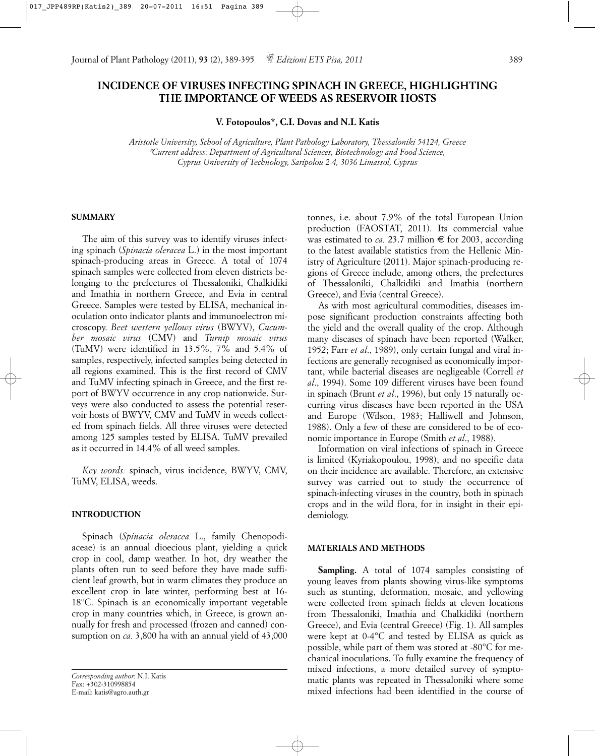# INCIDENCE OF VIRUSES INFECTING SPINACH IN GREECE, HIGHLIGHTING THE IMPORTANCE OF WEEDS AS RESERVOIR HOSTS

**V. Fotopoulos*, C.I. Dovas and N.I. Katis**

*Aristotle University, School of Agriculture, Plant Pathology Laboratory, Thessaloniki 54124, Greece*
*\*Current address: Department of Agricultural Sciences, Biotechnology and Food Science, Cyprus University of Technology, Saripolou 2-4, 3036 Limassol, Cyprus*

## SUMMARY

The aim of this survey was to identify viruses infecting spinach (*Spinacia oleracea* L.) in the most important spinach-producing areas in Greece. A total of 1074 spinach samples were collected from eleven districts belonging to the prefectures of Thessaloniki, Chalkidiki and Imathia in northern Greece, and Evia in central Greece. Samples were tested by ELISA, mechanical inoculation onto indicator plants and immunoelectron microscopy. *Beet western yellows virus* (BWYV), *Cucumber mosaic virus* (CMV) and *Turnip mosaic virus* (TuMV) were identified in 13.5%, 7% and 5.4% of samples, respectively, infected samples being detected in all regions examined. This is the first record of CMV and TuMV infecting spinach in Greece, and the first report of BWYV occurrence in any crop nationwide. Surveys were also conducted to assess the potential reservoir hosts of BWYV, CMV and TuMV in weeds collected from spinach fields. All three viruses were detected among 125 samples tested by ELISA. TuMV prevailed as it occurred in 14.4% of all weed samples.

*Key words:* spinach, virus incidence, BWYV, CMV, TuMV, ELISA, weeds.

## INTRODUCTION

Spinach (*Spinacia oleracea* L., family Chenopodiaceae) is an annual dioecious plant, yielding a quick crop in cool, damp weather. In hot, dry weather the plants often run to seed before they have made sufficient leaf growth, but in warm climates they produce an excellent crop in late winter, performing best at 16-18°C. Spinach is an economically important vegetable crop in many countries which, in Greece, is grown annually for fresh and processed (frozen and canned) consumption on *ca.* 3,800 ha with an annual yield of 43,000 tonnes, i.e. about 7.9% of the total European Union production (FAOSTAT, 2011). Its commercial value was estimated to *ca.* 23.7 million € for 2003, according to the latest available statistics from the Hellenic Ministry of Agriculture (2011). Major spinach-producing regions of Greece include, among others, the prefectures of Thessaloniki, Chalkidiki and Imathia (northern Greece), and Evia (central Greece).

As with most agricultural commodities, diseases impose significant production constraints affecting both the yield and the overall quality of the crop. Although many diseases of spinach have been reported (Walker, 1952; Farr *et al*., 1989), only certain fungal and viral infections are generally recognised as economically important, while bacterial diseases are negligeable (Correll *et al*., 1994). Some 109 different viruses have been found in spinach (Brunt *et al*., 1996), but only 15 naturally occurring virus diseases have been reported in the USA and Europe (Wilson, 1983; Halliwell and Johnson, 1988). Only a few of these are considered to be of economic importance in Europe (Smith *et al*., 1988).

Information on viral infections of spinach in Greece is limited (Kyriakopoulou, 1998), and no specific data on their incidence are available. Therefore, an extensive survey was carried out to study the occurrence of spinach-infecting viruses in the country, both in spinach crops and in the wild flora, for in insight in their epidemiology.

## MATERIALS AND METHODS

**Sampling.** A total of 1074 samples consisting of young leaves from plants showing virus-like symptoms such as stunting, deformation, mosaic, and yellowing were collected from spinach fields at eleven locations from Thessaloniki, Imathia and Chalkidiki (northern Greece), and Evia (central Greece) (Fig. 1). All samples were kept at 0-4°C and tested by ELISA as quick as possible, while part of them was stored at -80°C for mechanical inoculations. To fully examine the frequency of mixed infections, a more detailed survey of symptomatic plants was repeated in Thessaloniki where some mixed infections had been identified in the course of

*Corresponding author*: N.I. Katis
Fax: +302-310998854
E-mail: katis@agro.auth.gr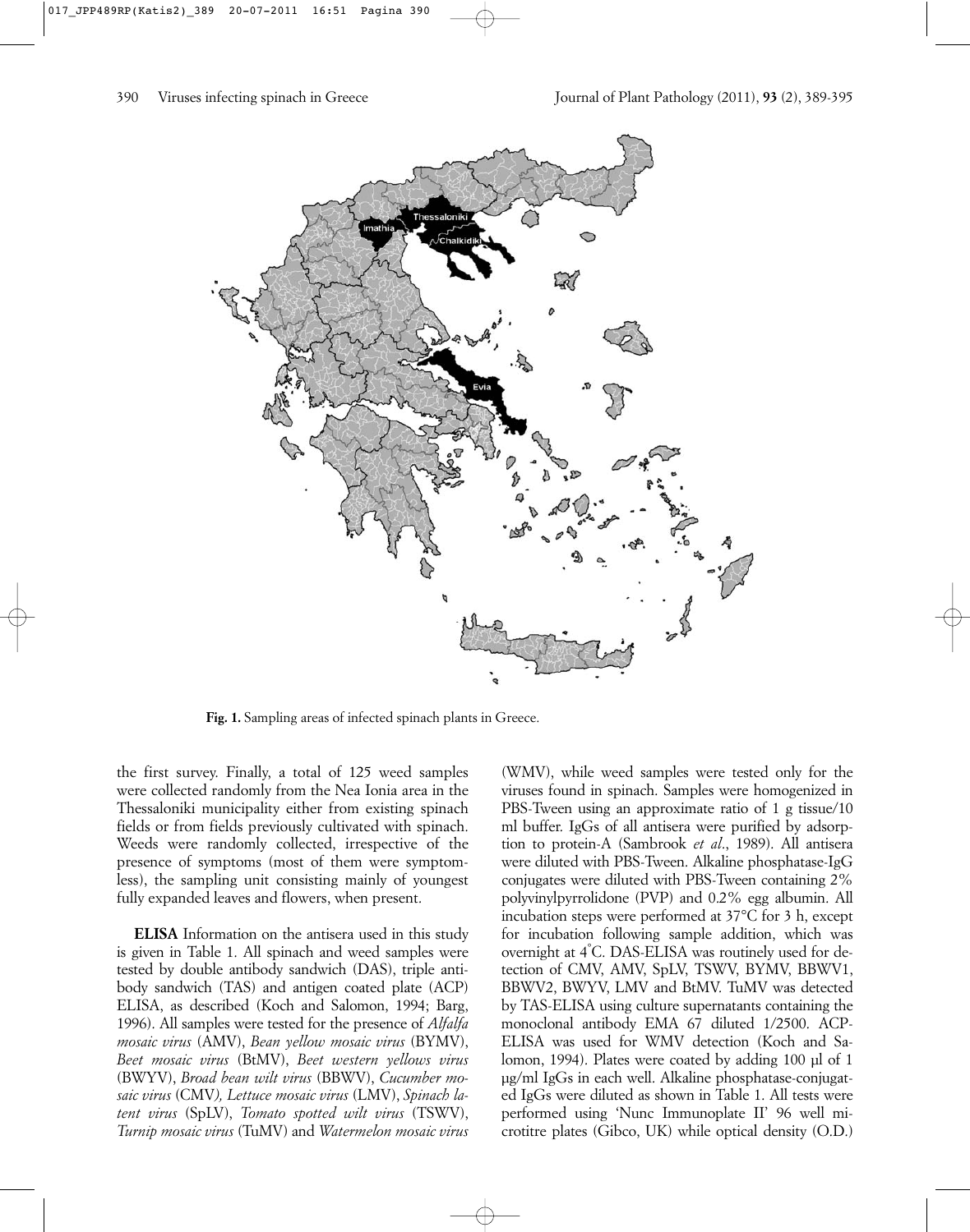**Fig. 1.** Sampling areas of infected spinach plants in Greece.

the first survey. Finally, a total of 125 weed samples were collected randomly from the Nea Ionia area in the Thessaloniki municipality either from existing spinach fields or from fields previously cultivated with spinach. Weeds were randomly collected, irrespective of the presence of symptoms (most of them were symptomless), the sampling unit consisting mainly of youngest fully expanded leaves and flowers, when present.

**ELISA** Information on the antisera used in this study is given in Table 1. All spinach and weed samples were tested by double antibody sandwich (DAS), triple antibody sandwich (TAS) and antigen coated plate (ACP) ELISA, as described (Koch and Salomon, 1994; Barg, 1996). All samples were tested for the presence of *Alfalfa mosaic virus* (AMV), *Bean yellow mosaic virus* (BYMV), *Beet mosaic virus* (BtMV), *Beet western yellows virus* (BWYV), *Broad bean wilt virus* (BBWV), *Cucumber mosaic virus* (CMV*), Lettuce mosaic virus* (LMV), *Spinach latent virus* (SpLV), *Tomato spotted wilt virus* (TSWV), *Turnip mosaic virus* (TuMV) and *Watermelon mosaic virus* (WMV), while weed samples were tested only for the viruses found in spinach. Samples were homogenized in PBS-Tween using an approximate ratio of 1 g tissue/10 ml buffer. IgGs of all antisera were purified by adsorption to protein-A (Sambrook *et al*., 1989). All antisera were diluted with PBS-Tween. Alkaline phosphatase-IgG conjugates were diluted with PBS-Tween containing 2% polyvinylpyrrolidone (PVP) and 0.2% egg albumin. All incubation steps were performed at 37°C for 3 h, except for incubation following sample addition, which was overnight at 4°C. DAS-ELISA was routinely used for detection of CMV, AMV, SpLV, TSWV, BYMV, BBWV1, BBWV2, BWYV, LMV and BtMV. TuMV was detected by TAS-ELISA using culture supernatants containing the monoclonal antibody EMA 67 diluted 1/2500. ACP-ELISA was used for WMV detection (Koch and Salomon, 1994). Plates were coated by adding 100 µl of 1 µg/ml IgGs in each well. Alkaline phosphatase-conjugated IgGs were diluted as shown in Table 1. All tests were performed using 'Nunc Immunoplate II' 96 well microtitre plates (Gibco, UK) while optical density (O.D.)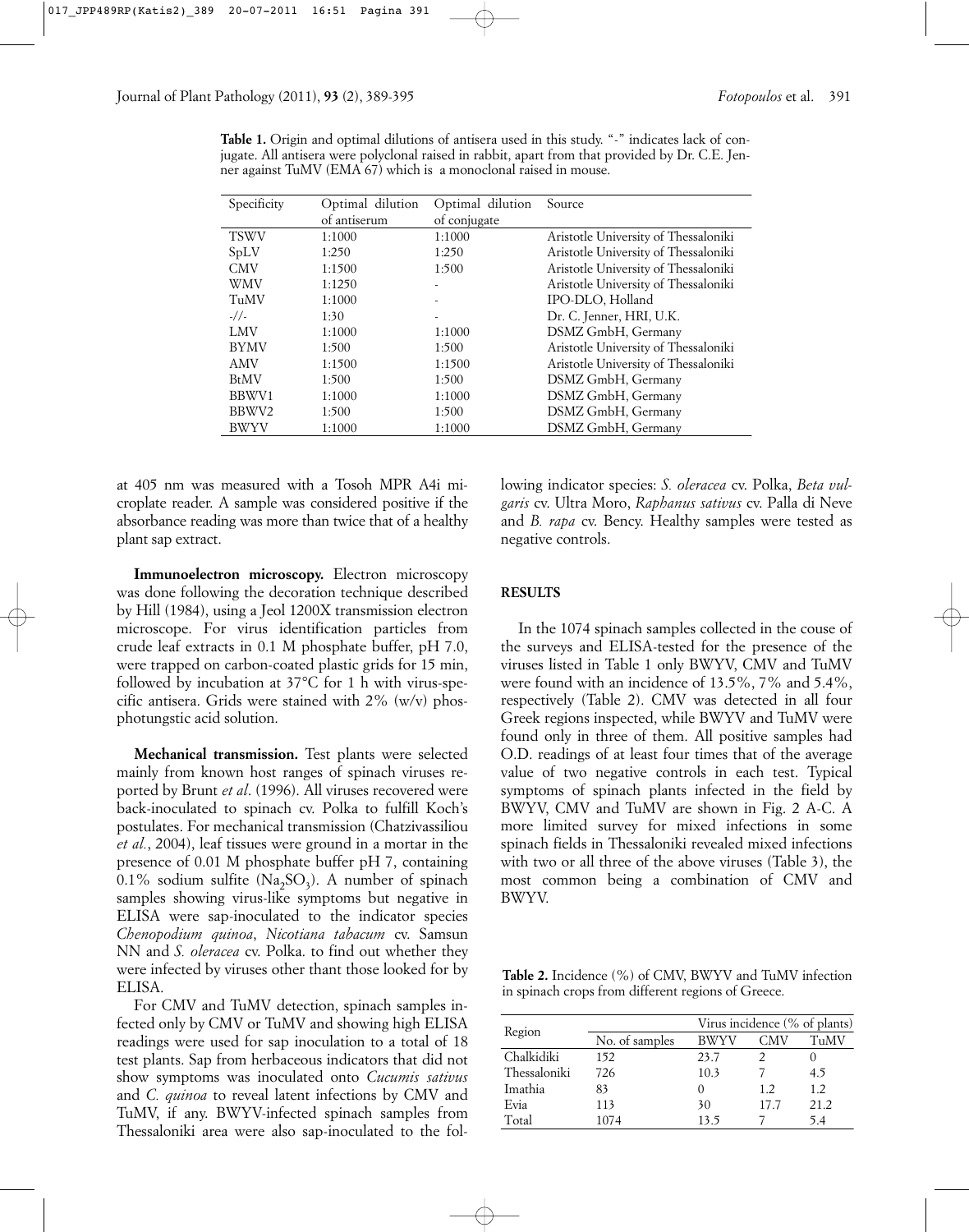**Table 1.** Origin and optimal dilutions of antisera used in this study. "-" indicates lack of conjugate. All antisera were polyclonal raised in rabbit, apart from that provided by Dr. C.E. Jenner against TuMV (EMA 67) which is a monoclonal raised in mouse.

| Specificity | Optimal dilution of antiserum | Optimal dilution of conjugate | Source |
|---|---|---|---|
| TSWV | 1:1000 | 1:1000 | Aristotle University of Thessaloniki |
| SpLV | 1:250 | 1:250 | Aristotle University of Thessaloniki |
| CMV | 1:1500 | 1:500 | Aristotle University of Thessaloniki |
| WMV | 1:1250 | - | Aristotle University of Thessaloniki |
| TuMV | 1:1000 | - | IPO-DLO, Holland |
| -//- | 1:30 | - | Dr. C. Jenner, HRI, U.K. |
| LMV | 1:1000 | 1:1000 | DSMZ GmbH, Germany |
| BYMV | 1:500 | 1:500 | Aristotle University of Thessaloniki |
| AMV | 1:1500 | 1:1500 | Aristotle University of Thessaloniki |
| BtMV | 1:500 | 1:500 | DSMZ GmbH, Germany |
| BBWV1 | 1:1000 | 1:1000 | DSMZ GmbH, Germany |
| BBWV2 | 1:500 | 1:500 | DSMZ GmbH, Germany |
| BWYV | 1:1000 | 1:1000 | DSMZ GmbH, Germany |

at 405 nm was measured with a Tosoh MPR A4i microplate reader. A sample was considered positive if the absorbance reading was more than twice that of a healthy plant sap extract.

**Immunoelectron microscopy.** Electron microscopy was done following the decoration technique described by Hill (1984), using a Jeol 1200X transmission electron microscope. For virus identification particles from crude leaf extracts in 0.1 M phosphate buffer, pH 7.0, were trapped on carbon-coated plastic grids for 15 min, followed by incubation at 37°C for 1 h with virus-specific antisera. Grids were stained with 2% (w/v) phosphotungstic acid solution.

**Mechanical transmission.** Test plants were selected mainly from known host ranges of spinach viruses reported by Brunt *et al*. (1996). All viruses recovered were back-inoculated to spinach cv. Polka to fulfill Koch's postulates. For mechanical transmission (Chatzivassiliou *et al.*, 2004), leaf tissues were ground in a mortar in the presence of 0.01 M phosphate buffer pH 7, containing 0.1% sodium sulfite ($Na_2SO_3$). A number of spinach samples showing virus-like symptoms but negative in ELISA were sap-inoculated to the indicator species *Chenopodium quinoa*, *Nicotiana tabacum* cv. Samsun NN and *S. oleracea* cv. Polka. to find out whether they were infected by viruses other thant those looked for by ELISA.

For CMV and TuMV detection, spinach samples infected only by CMV or TuMV and showing high ELISA readings were used for sap inoculation to a total of 18 test plants. Sap from herbaceous indicators that did not show symptoms was inoculated onto *Cucumis sativus* and *C. quinoa* to reveal latent infections by CMV and TuMV, if any. BWYV-infected spinach samples from Thessaloniki area were also sap-inoculated to the following indicator species: *S. oleracea* cv. Polka, *Beta vulgaris* cv. Ultra Moro, *Raphanus sativus* cv. Palla di Neve and *B. rapa* cv. Bency. Healthy samples were tested as negative controls.

## RESULTS

In the 1074 spinach samples collected in the couse of the surveys and ELISA-tested for the presence of the viruses listed in Table 1 only BWYV, CMV and TuMV were found with an incidence of 13.5%, 7% and 5.4%, respectively (Table 2). CMV was detected in all four Greek regions inspected, while BWYV and TuMV were found only in three of them. All positive samples had O.D. readings of at least four times that of the average value of two negative controls in each test. Typical symptoms of spinach plants infected in the field by BWYV, CMV and TuMV are shown in Fig. 2 A-C. A more limited survey for mixed infections in some spinach fields in Thessaloniki revealed mixed infections with two or all three of the above viruses (Table 3), the most common being a combination of CMV and BWYV.

**Table 2.** Incidence (%) of CMV, BWYV and TuMV infection in spinach crops from different regions of Greece.

| Region | | Virus incidence (% of plants) | | |
|---|---|---|---|---|
| | No. of samples | BWYV | CMV | TuMV |
| Chalkidiki | 152 | 23.7 | 2 | 0 |
| Thessaloniki | 726 | 10.3 | 7 | 4.5 |
| Imathia | 83 | 0 | 1.2 | 1.2 |
| Evia | 113 | 30 | 17.7 | 21.2 |
| Total | 1074 | 13.5 | 7 | 5.4 |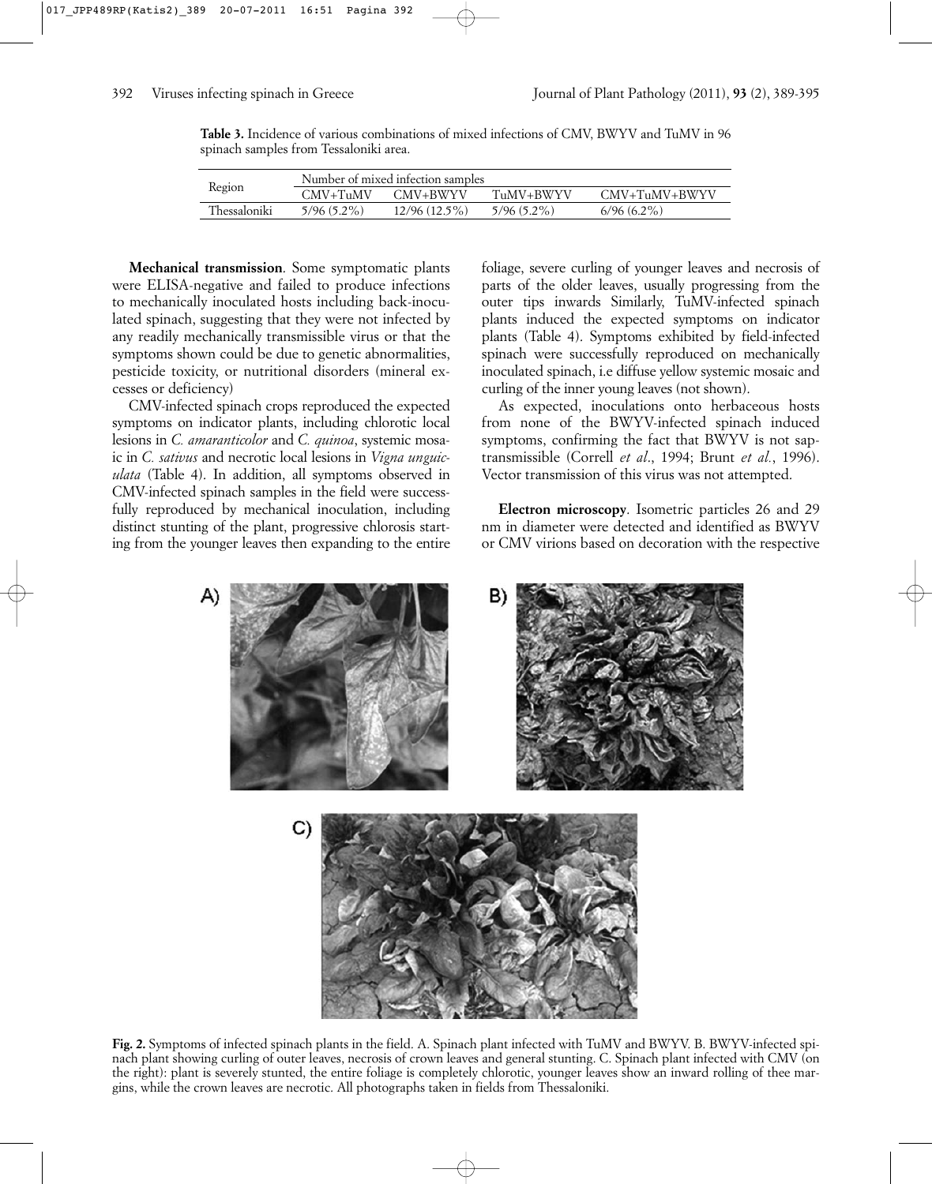**Table 3.** Incidence of various combinations of mixed infections of CMV, BWYV and TuMV in 96 spinach samples from Tessaloniki area.

| Region | Number of mixed infection samples | | | |
|---|---|---|---|---|
| | CMV+TuMV | CMV+BWYV | TuMV+BWYV | CMV+TuMV+BWYV |
| Thessaloniki | 5/96 (5.2%) | 12/96 (12.5%) | 5/96 (5.2%) | 6/96 (6.2%) |

**Mechanical transmission**. Some symptomatic plants were ELISA-negative and failed to produce infections to mechanically inoculated hosts including back-inoculated spinach, suggesting that they were not infected by any readily mechanically transmissible virus or that the symptoms shown could be due to genetic abnormalities, pesticide toxicity, or nutritional disorders (mineral excesses or deficiency)

CMV-infected spinach crops reproduced the expected symptoms on indicator plants, including chlorotic local lesions in *C. amaranticolor* and *C. quinoa*, systemic mosaic in *C. sativus* and necrotic local lesions in *Vigna unguiculata* (Table 4). In addition, all symptoms observed in CMV-infected spinach samples in the field were successfully reproduced by mechanical inoculation, including distinct stunting of the plant, progressive chlorosis starting from the younger leaves then expanding to the entire foliage, severe curling of younger leaves and necrosis of parts of the older leaves, usually progressing from the outer tips inwards Similarly, TuMV-infected spinach plants induced the expected symptoms on indicator plants (Table 4). Symptoms exhibited by field-infected spinach were successfully reproduced on mechanically inoculated spinach, i.e diffuse yellow systemic mosaic and curling of the inner young leaves (not shown).

As expected, inoculations onto herbaceous hosts from none of the BWYV-infected spinach induced symptoms, confirming the fact that BWYV is not sap-transmissible (Correll *et al*., 1994; Brunt *et al.*, 1996). Vector transmission of this virus was not attempted.

**Electron microscopy**. Isometric particles 26 and 29 nm in diameter were detected and identified as BWYV or CMV virions based on decoration with the respective

**Fig. 2.** Symptoms of infected spinach plants in the field. A. Spinach plant infected with TuMV and BWYV. B. BWYV-infected spinach plant showing curling of outer leaves, necrosis of crown leaves and general stunting. C. Spinach plant infected with CMV (on the right): plant is severely stunted, the entire foliage is completely chlorotic, younger leaves show an inward rolling of thee margins, while the crown leaves are necrotic. All photographs taken in fields from Thessaloniki.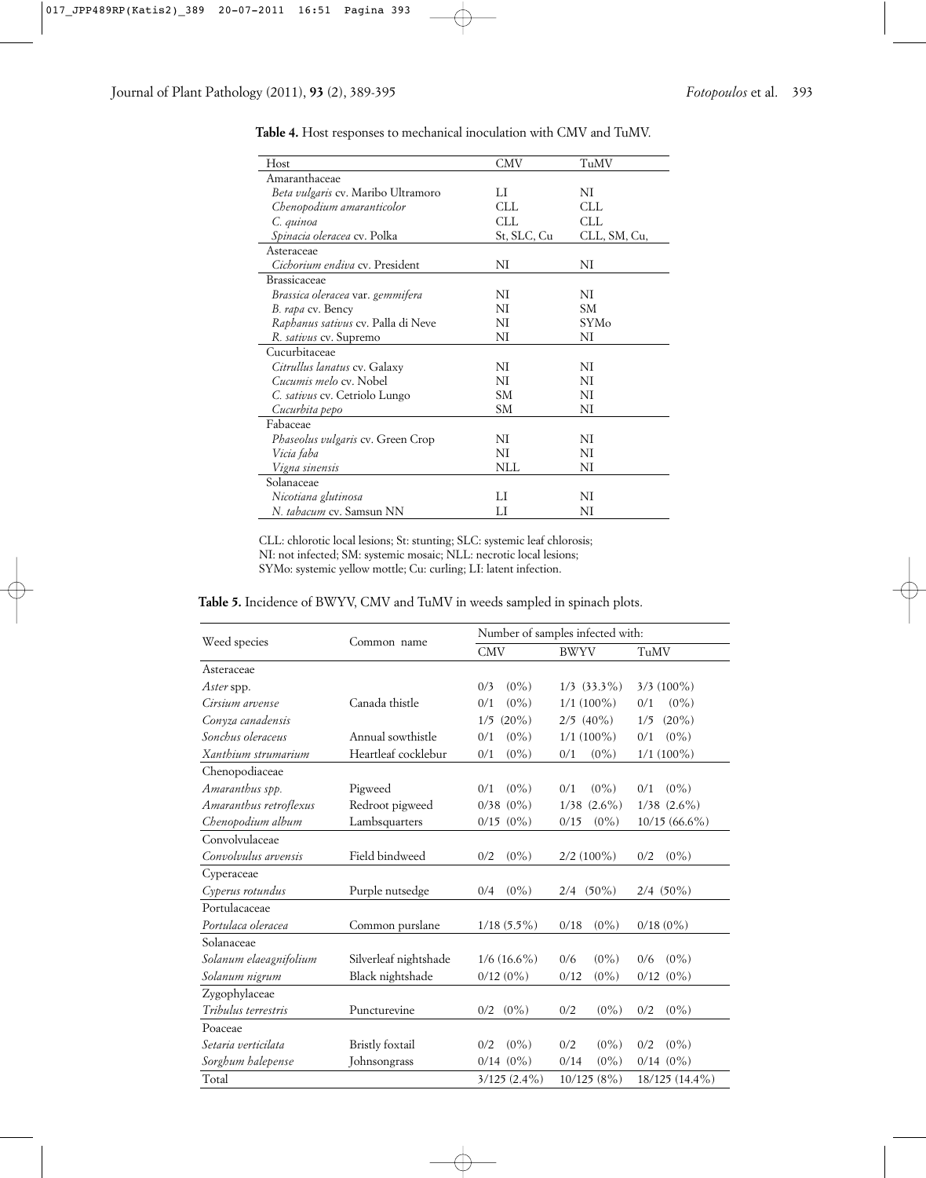**Table 4.** Host responses to mechanical inoculation with CMV and TuMV.

| Host | CMV | TuMV |
|---|---|---|
| Amaranthaceae | | |
| *Beta vulgaris* cv. Maribo Ultramoro | LI | NI |
| *Chenopodium amaranticolor* | CLL | CLL |
| *C. quinoa* | CLL | CLL |
| *Spinacia oleracea* cv. Polka | St, SLC, Cu | CLL, SM, Cu, |
| Asteraceae | | |
| *Cichorium endiva* cv. President | NI | NI |
| Brassicaceae | | |
| *Brassica oleracea* var. *gemmifera* | NI | NI |
| *B. rapa* cv. Bency | NI | SM |
| *Raphanus sativus* cv. Palla di Neve | NI | SYMo |
| *R. sativus* cv. Supremo | NI | NI |
| Cucurbitaceae | | |
| *Citrullus lanatus* cv. Galaxy | NI | NI |
| *Cucumis melo* cv. Nobel | NI | NI |
| *C. sativus* cv. Cetriolo Lungo | SM | NI |
| *Cucurbita pepo* | SM | NI |
| Fabaceae | | |
| *Phaseolus vulgaris* cv. Green Crop | NI | NI |
| *Vicia faba* | NI | NI |
| *Vigna sinensis* | NLL | NI |
| Solanaceae | | |
| *Nicotiana glutinosa* | LI | NI |
| *N. tabacum* cv. Samsun NN | LI | NI |

CLL: chlorotic local lesions; St: stunting; SLC: systemic leaf chlorosis; NI: not infected; SM: systemic mosaic; NLL: necrotic local lesions; SYMo: systemic yellow mottle; Cu: curling; LI: latent infection.

**Table 5.** Incidence of BWYV, CMV and TuMV in weeds sampled in spinach plots.

| Weed species | Common name | Number of samples infected with: | | |
|---|---|---|---|---|
| | | CMV | BWYV | TuMV |
| Asteraceae | | | | |
| *Aster* spp. | | 0/3 (0%) | 1/3 (33.3%) | 3/3 (100%) |
| *Cirsium arvense* | Canada thistle | 0/1 (0%) | 1/1 (100%) | 0/1 (0%) |
| *Conyza canadensis* | | 1/5 (20%) | 2/5 (40%) | 1/5 (20%) |
| *Sonchus oleraceus* | Annual sowthistle | 0/1 (0%) | 1/1 (100%) | 0/1 (0%) |
| *Xanthium strumarium* | Heartleaf cocklebur | 0/1 (0%) | 0/1 (0%) | 1/1 (100%) |
| Chenopodiaceae | | | | |
| *Amaranthus spp.* | Pigweed | 0/1 (0%) | 0/1 (0%) | 0/1 (0%) |
| *Amaranthus retroflexus* | Redroot pigweed | 0/38 (0%) | 1/38 (2.6%) | 1/38 (2.6%) |
| *Chenopodium album* | Lambsquarters | 0/15 (0%) | 0/15 (0%) | 10/15 (66.6%) |
| Convolvulaceae | | | | |
| *Convolvulus arvensis* | Field bindweed | 0/2 (0%) | 2/2 (100%) | 0/2 (0%) |
| Cyperaceae | | | | |
| *Cyperus rotundus* | Purple nutsedge | 0/4 (0%) | 2/4 (50%) | 2/4 (50%) |
| Portulacaceae | | | | |
| *Portulaca oleracea* | Common purslane | 1/18 (5.5%) | 0/18 (0%) | 0/18 (0%) |
| Solanaceae | | | | |
| *Solanum elaeagnifolium* | Silverleaf nightshade | 1/6 (16.6%) | 0/6 (0%) | 0/6 (0%) |
| *Solanum nigrum* | Black nightshade | 0/12 (0%) | 0/12 (0%) | 0/12 (0%) |
| Zygophyllaceae | | | | |
| *Tribulus terrestris* | Puncturevine | 0/2 (0%) | 0/2 (0%) | 0/2 (0%) |
| Poaceae | | | | |
| *Setaria verticilata* | Bristly foxtail | 0/2 (0%) | 0/2 (0%) | 0/2 (0%) |
| *Sorghum halepense* | Johnsongrass | 0/14 (0%) | 0/14 (0%) | 0/14 (0%) |
| Total | | 3/125 (2.4%) | 10/125 (8%) | 18/125 (14.4%) |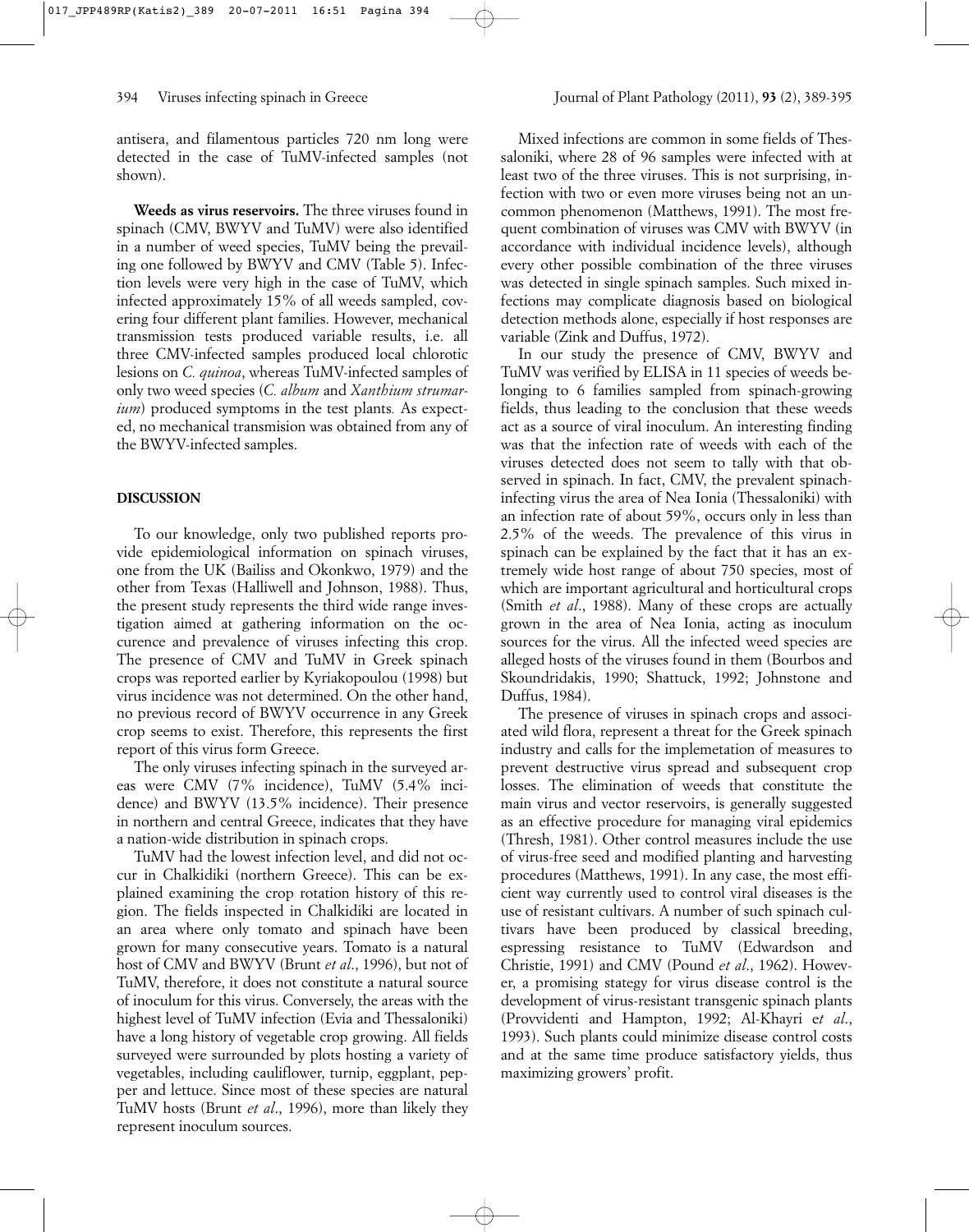antisera, and filamentous particles 720 nm long were detected in the case of TuMV-infected samples (not shown).

**Weeds as virus reservoirs.** The three viruses found in spinach (CMV, BWYV and TuMV) were also identified in a number of weed species, TuMV being the prevailing one followed by BWYV and CMV (Table 5). Infection levels were very high in the case of TuMV, which infected approximately 15% of all weeds sampled, covering four different plant families. However, mechanical transmission tests produced variable results, i.e. all three CMV-infected samples produced local chlorotic lesions on *C. quinoa*, whereas TuMV-infected samples of only two weed species (*C. album* and *Xanthium strumarium*) produced symptoms in the test plants. As expected, no mechanical transmision was obtained from any of the BWYV-infected samples.

## DISCUSSION

To our knowledge, only two published reports provide epidemiological information on spinach viruses, one from the UK (Bailiss and Okonkwo, 1979) and the other from Texas (Halliwell and Johnson, 1988). Thus, the present study represents the third wide range investigation aimed at gathering information on the occurence and prevalence of viruses infecting this crop. The presence of CMV and TuMV in Greek spinach crops was reported earlier by Kyriakopoulou (1998) but virus incidence was not determined. On the other hand, no previous record of BWYV occurrence in any Greek crop seems to exist. Therefore, this represents the first report of this virus form Greece.

The only viruses infecting spinach in the surveyed areas were CMV (7% incidence), TuMV (5.4% incidence) and BWYV (13.5% incidence). Their presence in northern and central Greece, indicates that they have a nation-wide distribution in spinach crops.

TuMV had the lowest infection level, and did not occur in Chalkidiki (northern Greece). This can be explained examining the crop rotation history of this region. The fields inspected in Chalkidiki are located in an area where only tomato and spinach have been grown for many consecutive years. Tomato is a natural host of CMV and BWYV (Brunt *et al*., 1996), but not of TuMV, therefore, it does not constitute a natural source of inoculum for this virus. Conversely, the areas with the highest level of TuMV infection (Evia and Thessaloniki) have a long history of vegetable crop growing. All fields surveyed were surrounded by plots hosting a variety of vegetables, including cauliflower, turnip, eggplant, pepper and lettuce. Since most of these species are natural TuMV hosts (Brunt *et al*., 1996), more than likely they represent inoculum sources.

Mixed infections are common in some fields of Thessaloniki, where 28 of 96 samples were infected with at least two of the three viruses. This is not surprising, infection with two or even more viruses being not an uncommon phenomenon (Matthews, 1991). The most frequent combination of viruses was CMV with BWYV (in accordance with individual incidence levels), although every other possible combination of the three viruses was detected in single spinach samples. Such mixed infections may complicate diagnosis based on biological detection methods alone, especially if host responses are variable (Zink and Duffus, 1972).

In our study the presence of CMV, BWYV and TuMV was verified by ELISA in 11 species of weeds belonging to 6 families sampled from spinach-growing fields, thus leading to the conclusion that these weeds act as a source of viral inoculum. An interesting finding was that the infection rate of weeds with each of the viruses detected does not seem to tally with that observed in spinach. In fact, CMV, the prevalent spinach-infecting virus the area of Nea Ionia (Thessaloniki) with an infection rate of about 59%, occurs only in less than 2.5% of the weeds. The prevalence of this virus in spinach can be explained by the fact that it has an extremely wide host range of about 750 species, most of which are important agricultural and horticultural crops (Smith *et al*., 1988). Many of these crops are actually grown in the area of Nea Ionia, acting as inoculum sources for the virus. All the infected weed species are alleged hosts of the viruses found in them (Bourbos and Skoundridakis, 1990; Shattuck, 1992; Johnstone and Duffus, 1984).

The presence of viruses in spinach crops and associated wild flora, represent a threat for the Greek spinach industry and calls for the implemetation of measures to prevent destructive virus spread and subsequent crop losses. The elimination of weeds that constitute the main virus and vector reservoirs, is generally suggested as an effective procedure for managing viral epidemics (Thresh, 1981). Other control measures include the use of virus-free seed and modified planting and harvesting procedures (Matthews, 1991). In any case, the most efficient way currently used to control viral diseases is the use of resistant cultivars. A number of such spinach cultivars have been produced by classical breeding, espressing resistance to TuMV (Edwardson and Christie, 1991) and CMV (Pound *et al*., 1962). However, a promising stategy for virus disease control is the development of virus-resistant transgenic spinach plants (Provvidenti and Hampton, 1992; Al-Khayri e*t al*., 1993). Such plants could minimize disease control costs and at the same time produce satisfactory yields, thus maximizing growers' profit.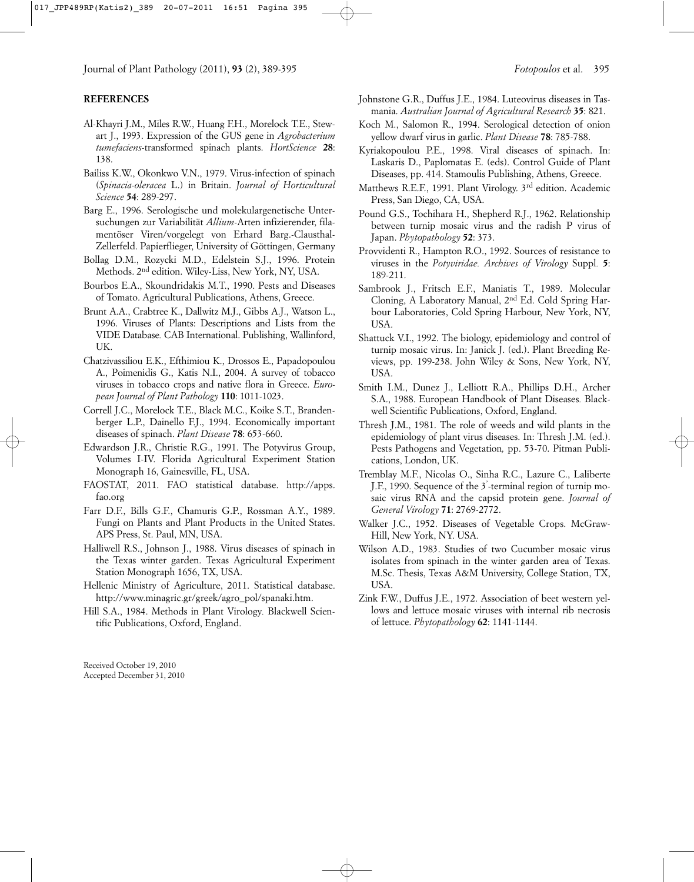## REFERENCES

Al-Khayri J.M., Miles R.W., Huang F.H., Morelock T.E., Stewart J., 1993. Expression of the GUS gene in *Agrobacterium tumefaciens*-transformed spinach plants. *HortScience* **28**: 138.

Bailiss K.W., Okonkwo V.N., 1979. Virus-infection of spinach (*Spinacia-oleracea* L.) in Britain. *Journal of Horticultural Science* **54**: 289-297.

Barg E., 1996. Serologische und molekulargenetische Untersuchungen zur Variabilität *Allium*-Arten infizierender, filamentöser Viren/vorgelegt von Erhard Barg.-Clausthal-Zellerfeld. Papierflieger, University of Göttingen, Germany

Bollag D.M., Rozycki M.D., Edelstein S.J., 1996. Protein Methods. 2nd edition. Wiley-Liss, New York, NY, USA.

Bourbos E.A., Skoundridakis M.T., 1990. Pests and Diseases of Tomato. Agricultural Publications, Athens, Greece.

Brunt A.A., Crabtree K., Dallwitz M.J., Gibbs A.J., Watson L., 1996. Viruses of Plants: Descriptions and Lists from the VIDE Database*.* CAB International. Publishing, Wallinford, UK.

Chatzivassiliou E.K., Efthimiou K., Drossos E., Papadopoulou A., Poimenidis G., Katis N.I., 2004. A survey of tobacco viruses in tobacco crops and native flora in Greece. *European Journal of Plant Pathology* **110**: 1011-1023.

Correll J.C., Morelock T.E., Black M.C., Koike S.T., Brandenberger L.P., Dainello F.J., 1994. Economically important diseases of spinach. *Plant Disease* **78**: 653-660.

Edwardson J.R., Christie R.G., 1991. The Potyvirus Group, Volumes I-IV. Florida Agricultural Experiment Station Monograph 16, Gainesville, FL, USA.

FAOSTAT, 2011. FAO statistical database. http://apps.fao.org

Farr D.F., Bills G.F., Chamuris G.P., Rossman A.Y., 1989. Fungi on Plants and Plant Products in the United States. APS Press, St. Paul, MN, USA.

Halliwell R.S., Johnson J., 1988. Virus diseases of spinach in the Texas winter garden. Texas Agricultural Experiment Station Monograph 1656, TX, USA.

Hellenic Ministry of Agriculture, 2011. Statistical database. http://www.minagric.gr/greek/agro_pol/spanaki.htm.

Hill S.A., 1984. Methods in Plant Virology*.* Blackwell Scientific Publications, Oxford, England.

Johnstone G.R., Duffus J.E., 1984. Luteovirus diseases in Tasmania. *Australian Journal of Agricultural Research* **35**: 821.

Koch M., Salomon R., 1994. Serological detection of onion yellow dwarf virus in garlic. *Plant Disease* **78**: 785-788.

Kyriakopoulou P.E., 1998. Viral diseases of spinach. In: Laskaris D., Paplomatas E. (eds). Control Guide of Plant Diseases, pp. 414. Stamoulis Publishing, Athens, Greece.

Matthews R.E.F., 1991. Plant Virology. 3rd edition. Academic Press, San Diego, CA, USA.

Pound G.S., Tochihara H., Shepherd R.J., 1962. Relationship between turnip mosaic virus and the radish P virus of Japan. *Phytopathology* **52**: 373.

Provvidenti R., Hampton R.O., 1992. Sources of resistance to viruses in the *Potyviridae. Archives of Virology* Suppl*.* **5**: 189-211.

Sambrook J., Fritsch E.F., Maniatis T., 1989. Molecular Cloning, A Laboratory Manual, 2nd Ed. Cold Spring Harbour Laboratories, Cold Spring Harbour, New York, NY, USA.

Shattuck V.I., 1992. The biology, epidemiology and control of turnip mosaic virus. In: Janick J. (ed.). Plant Breeding Reviews, pp. 199-238. John Wiley & Sons, New York, NY, USA.

Smith I.M., Dunez J., Lelliott R.A., Phillips D.H., Archer S.A., 1988. European Handbook of Plant Diseases*.* Blackwell Scientific Publications, Oxford, England.

Thresh J.M., 1981. The role of weeds and wild plants in the epidemiology of plant virus diseases. In: Thresh J.M. (ed.). Pests Pathogens and Vegetation*,* pp. 53-70. Pitman Publications, London, UK.

Tremblay M.F., Nicolas O., Sinha R.C., Lazure C., Laliberte J.F., 1990. Sequence of the 3'-terminal region of turnip mosaic virus RNA and the capsid protein gene. *Journal of General Virology* **71**: 2769-2772.

Walker J.C., 1952. Diseases of Vegetable Crops. McGraw-Hill, New York, NY. USA.

Wilson A.D., 1983. Studies of two Cucumber mosaic virus isolates from spinach in the winter garden area of Texas. M.Sc. Thesis, Texas A&M University, College Station, TX, USA.

Zink F.W., Duffus J.E., 1972. Association of beet western yellows and lettuce mosaic viruses with internal rib necrosis of lettuce. *Phytopathology* **62**: 1141-1144.

Received October 19, 2010
Accepted December 31, 2010